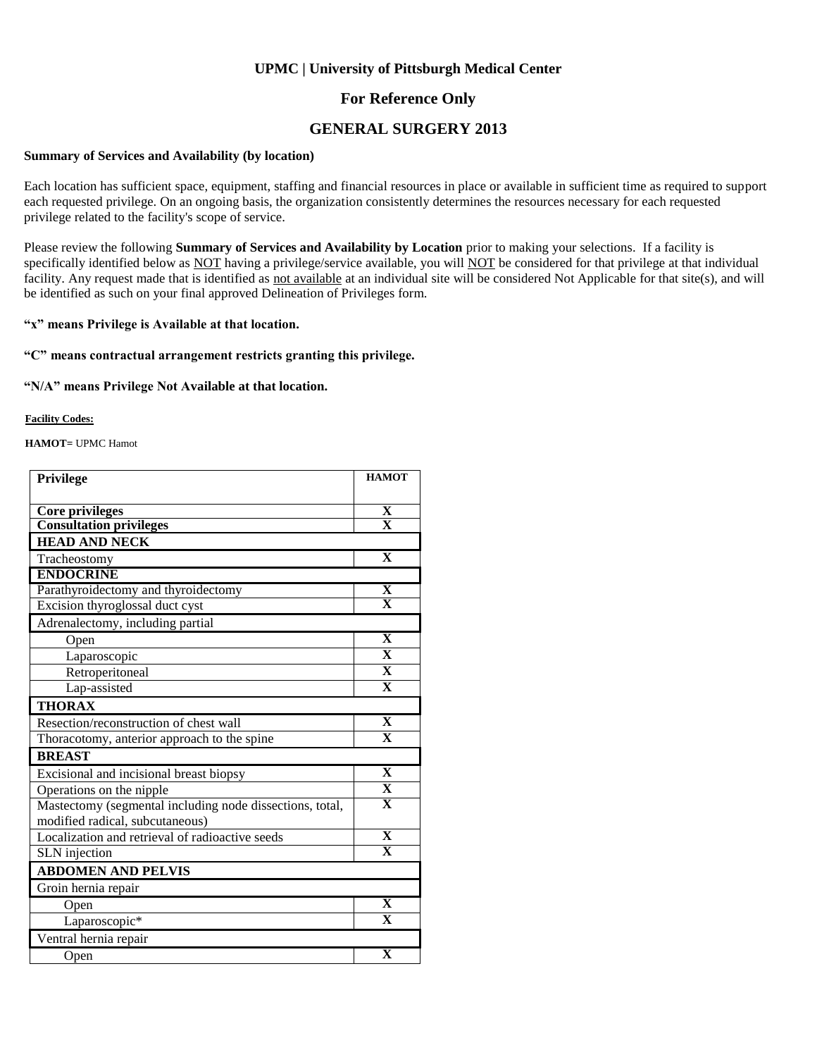# UPMC | University of Pittsburgh Medical Center

## For Reference Only

## GENERAL SURGERY 2013

**Summary of Services and Availability (by location)**

Each location has sufficient space, equipment, staffing and financial resources in place or available in sufficient time as required to support each requested privilege. On an ongoing basis, the organization consistently determines the resources necessary for each requested privilege related to the facility's scope of service.

Please review the following **Summary of Services and Availability by Location** prior to making your selections. If a facility is specifically identified below as NOT having a privilege/service available, you will NOT be considered for that privilege at that individual facility. Any request made that is identified as not available at an individual site will be considered Not Applicable for that site(s), and will be identified as such on your final approved Delineation of Privileges form.

**"x" means Privilege is Available at that location.**

**"C" means contractual arrangement restricts granting this privilege.**

**"N/A" means Privilege Not Available at that location.**

**Facility Codes:**

**HAMOT=** UPMC Hamot

| Privilege | HAMOT |
|---|---|
| **Core privileges** | X |
| **Consultation privileges** | X |
| **HEAD AND NECK** | |
| Tracheostomy | X |
| **ENDOCRINE** | |
| Parathyroidectomy and thyroidectomy | X |
| Excision thyroglossal duct cyst | X |
| Adrenalectomy, including partial | |
| Open | X |
| Laparoscopic | X |
| Retroperitoneal | X |
| Lap-assisted | X |
| **THORAX** | |
| Resection/reconstruction of chest wall | X |
| Thoracotomy, anterior approach to the spine | X |
| **BREAST** | |
| Excisional and incisional breast biopsy | X |
| Operations on the nipple | X |
| Mastectomy (segmental including node dissections, total, modified radical, subcutaneous) | X |
| Localization and retrieval of radioactive seeds | X |
| SLN injection | X |
| **ABDOMEN AND PELVIS** | |
| Groin hernia repair | |
| Open | X |
| Laparoscopic* | X |
| Ventral hernia repair | |
| Open | X |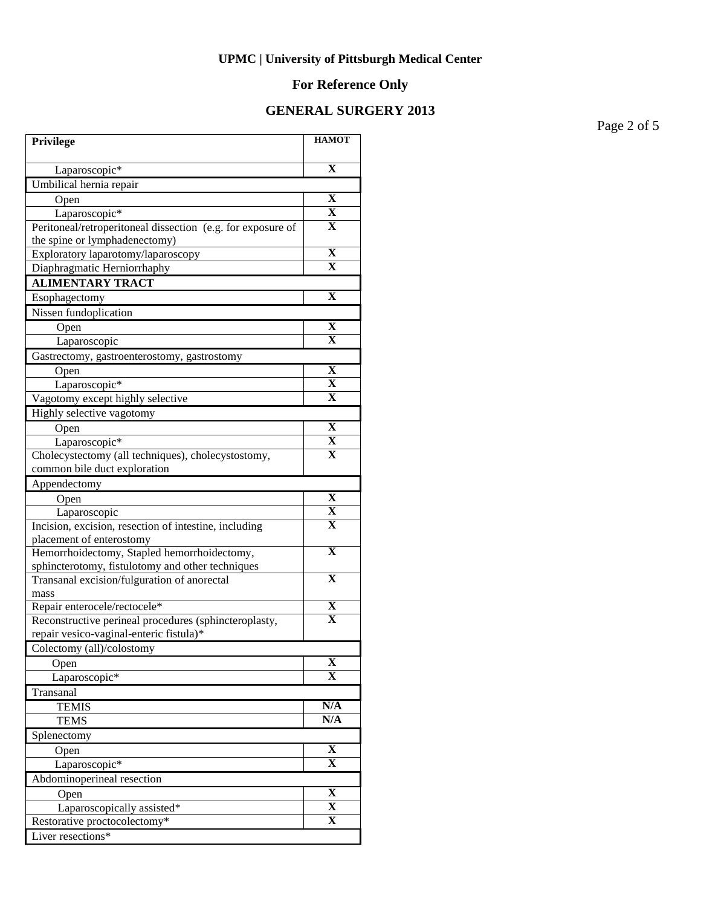**UPMC | University of Pittsburgh Medical Center**

**For Reference Only**

**GENERAL SURGERY 2013**

| Privilege | HAMOT |
|---|---|
| Laparoscopic* | X |
| Umbilical hernia repair | |
| Open | X |
| Laparoscopic* | X |
| Peritoneal/retroperitoneal dissection (e.g. for exposure of the spine or lymphadenectomy) | X |
| Exploratory laparotomy/laparoscopy | X |
| Diaphragmatic Herniorrhaphy | X |
| **ALIMENTARY TRACT** | |
| Esophagectomy | X |
| Nissen fundoplication | |
| Open | X |
| Laparoscopic | X |
| Gastrectomy, gastroenterostomy, gastrostomy | |
| Open | X |
| Laparoscopic* | X |
| Vagotomy except highly selective | X |
| Highly selective vagotomy | |
| Open | X |
| Laparoscopic* | X |
| Cholecystectomy (all techniques), cholecystostomy, common bile duct exploration | X |
| Appendectomy | |
| Open | X |
| Laparoscopic | X |
| Incision, excision, resection of intestine, including placement of enterostomy | X |
| Hemorrhoidectomy, Stapled hemorrhoidectomy, sphincterotomy, fistulotomy and other techniques | X |
| Transanal excision/fulguration of anorectal mass | X |
| Repair enterocele/rectocele* | X |
| Reconstructive perineal procedures (sphincteroplasty, repair vesico-vaginal-enteric fistula)* | X |
| Colectomy (all)/colostomy | |
| Open | X |
| Laparoscopic* | X |
| Transanal | |
| TEMIS | N/A |
| TEMS | N/A |
| Splenectomy | |
| Open | X |
| Laparoscopic* | X |
| Abdominoperineal resection | |
| Open | X |
| Laparoscopically assisted* | X |
| Restorative proctocolectomy* | X |
| Liver resections* | |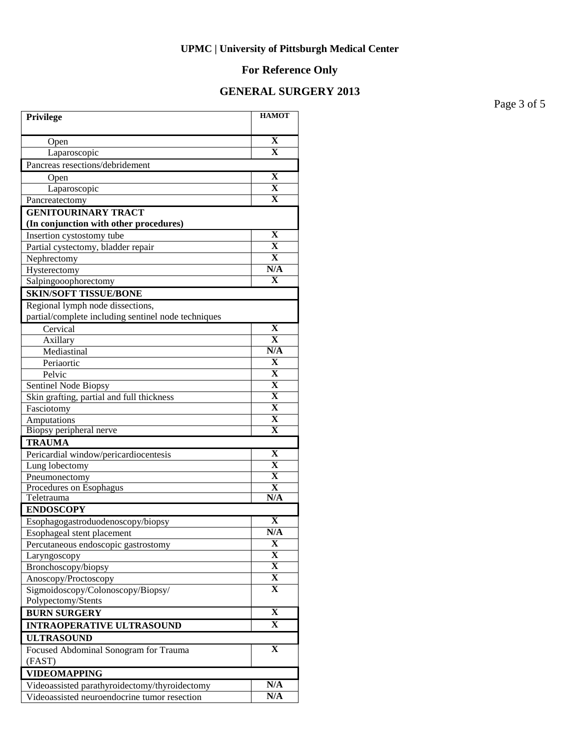**UPMC | University of Pittsburgh Medical Center**

**For Reference Only**

**GENERAL SURGERY 2013**

| Privilege | HAMOT |
|---|---|
| Open | X |
| Laparoscopic | X |
| Pancreas resections/debridement | |
| Open | X |
| Laparoscopic | X |
| Pancreatectomy | X |
| **GENITOURINARY TRACT (In conjunction with other procedures)** | |
| Insertion cystostomy tube | X |
| Partial cystectomy, bladder repair | X |
| Nephrectomy | X |
| Hysterectomy | N/A |
| Salpingooophorectomy | X |
| **SKIN/SOFT TISSUE/BONE** | |
| Regional lymph node dissections, partial/complete including sentinel node techniques | |
| Cervical | X |
| Axillary | X |
| Mediastinal | N/A |
| Periaortic | X |
| Pelvic | X |
| Sentinel Node Biopsy | X |
| Skin grafting, partial and full thickness | X |
| Fasciotomy | X |
| Amputations | X |
| Biopsy peripheral nerve | X |
| **TRAUMA** | |
| Pericardial window/pericardiocentesis | X |
| Lung lobectomy | X |
| Pneumonectomy | X |
| Procedures on Esophagus | X |
| Teletrauma | N/A |
| **ENDOSCOPY** | |
| Esophagogastroduodenoscopy/biopsy | X |
| Esophageal stent placement | N/A |
| Percutaneous endoscopic gastrostomy | X |
| Laryngoscopy | X |
| Bronchoscopy/biopsy | X |
| Anoscopy/Proctoscopy | X |
| Sigmoidoscopy/Colonoscopy/Biopsy/ Polypectomy/Stents | X |
| **BURN SURGERY** | X |
| **INTRAOPERATIVE ULTRASOUND** | X |
| **ULTRASOUND** | |
| Focused Abdominal Sonogram for Trauma (FAST) | X |
| **VIDEOMAPPING** | |
| Videoassisted parathyroidectomy/thyroidectomy | N/A |
| Videoassisted neuroendocrine tumor resection | N/A |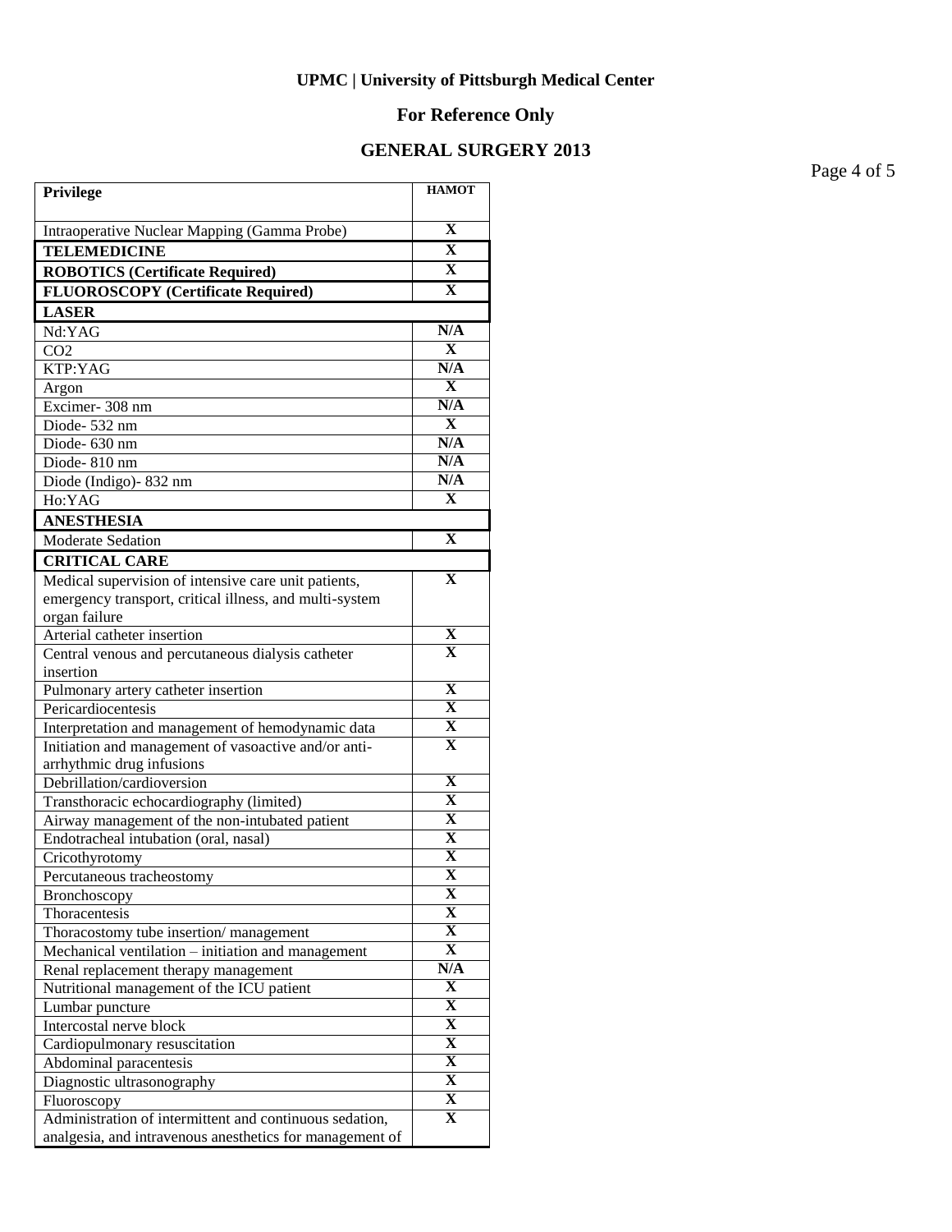**UPMC | University of Pittsburgh Medical Center**

**For Reference Only**

**GENERAL SURGERY 2013**

| Privilege | HAMOT |
|---|---|
| Intraoperative Nuclear Mapping (Gamma Probe) | X |
| **TELEMEDICINE** | X |
| **ROBOTICS (Certificate Required)** | X |
| **FLUOROSCOPY (Certificate Required)** | X |
| **LASER** | |
| Nd:YAG | N/A |
| CO2 | X |
| KTP:YAG | N/A |
| Argon | X |
| Excimer- 308 nm | N/A |
| Diode- 532 nm | X |
| Diode- 630 nm | N/A |
| Diode- 810 nm | N/A |
| Diode (Indigo)- 832 nm | N/A |
| Ho:YAG | X |
| **ANESTHESIA** | |
| Moderate Sedation | X |
| **CRITICAL CARE** | |
| Medical supervision of intensive care unit patients, emergency transport, critical illness, and multi-system organ failure | X |
| Arterial catheter insertion | X |
| Central venous and percutaneous dialysis catheter insertion | X |
| Pulmonary artery catheter insertion | X |
| Pericardiocentesis | X |
| Interpretation and management of hemodynamic data | X |
| Initiation and management of vasoactive and/or anti-arrhythmic drug infusions | X |
| Debrillation/cardioversion | X |
| Transthoracic echocardiography (limited) | X |
| Airway management of the non-intubated patient | X |
| Endotracheal intubation (oral, nasal) | X |
| Cricothyrotomy | X |
| Percutaneous tracheostomy | X |
| Bronchoscopy | X |
| Thoracentesis | X |
| Thoracostomy tube insertion/ management | X |
| Mechanical ventilation – initiation and management | X |
| Renal replacement therapy management | N/A |
| Nutritional management of the ICU patient | X |
| Lumbar puncture | X |
| Intercostal nerve block | X |
| Cardiopulmonary resuscitation | X |
| Abdominal paracentesis | X |
| Diagnostic ultrasonography | X |
| Fluoroscopy | X |
| Administration of intermittent and continuous sedation, analgesia, and intravenous anesthetics for management of | X |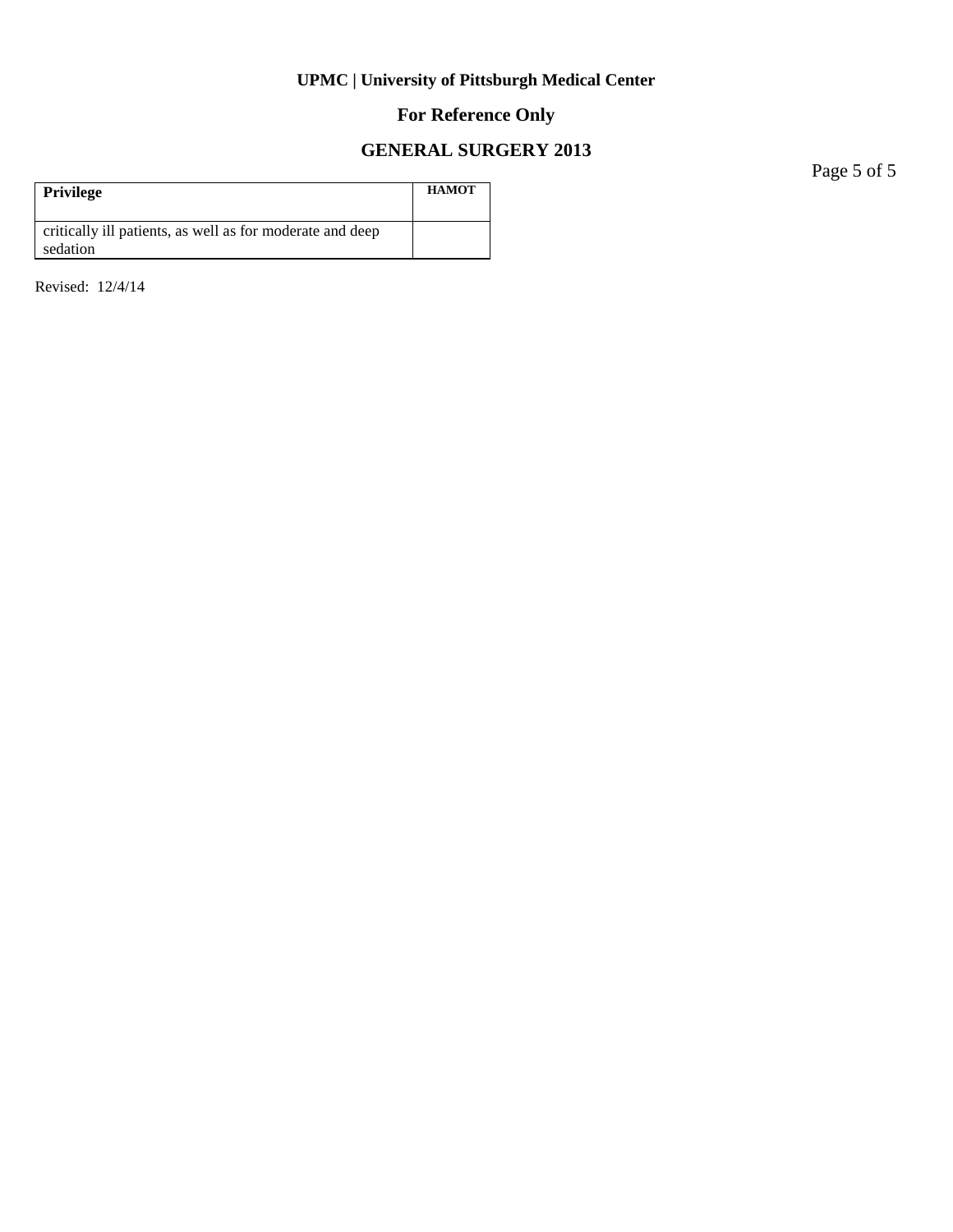| Privilege | HAMOT |
|---|---|
| critically ill patients, as well as for moderate and deep sedation | |

Revised: 12/4/14